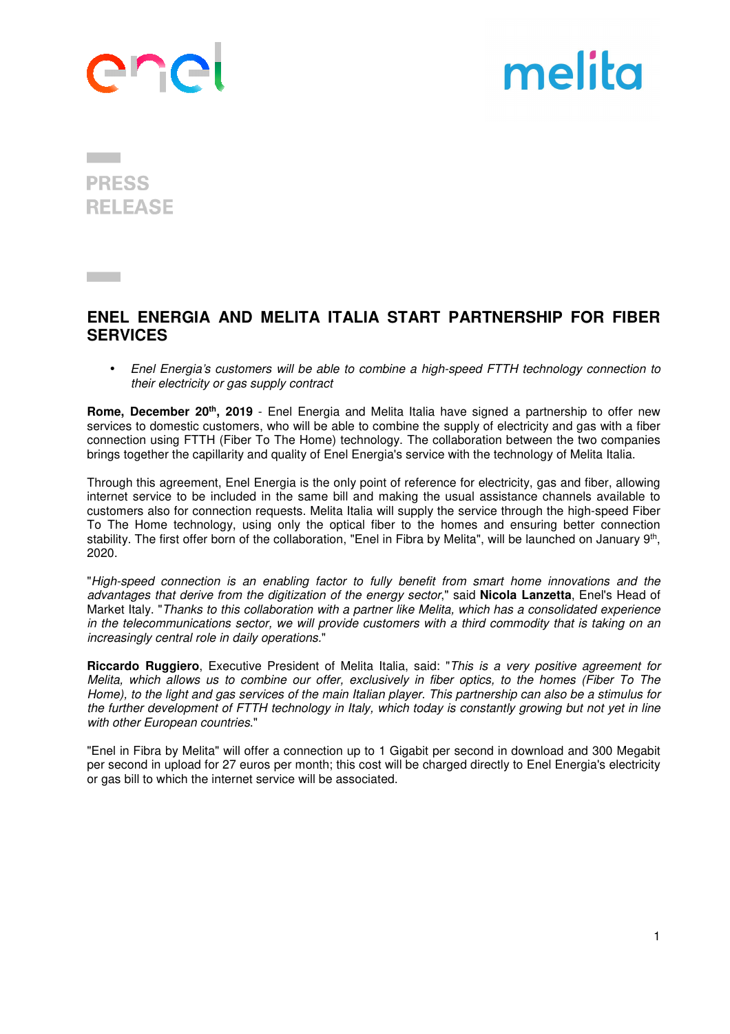PRESS RELEASE

# ENEL ENERGIA AND MELITA ITALIA START PARTNERSHIP FOR FIBER SERVICES

- *Enel Energia's customers will be able to combine a high-speed FTTH technology connection to their electricity or gas supply contract*

**Rome, December 20th, 2019** - Enel Energia and Melita Italia have signed a partnership to offer new services to domestic customers, who will be able to combine the supply of electricity and gas with a fiber connection using FTTH (Fiber To The Home) technology. The collaboration between the two companies brings together the capillarity and quality of Enel Energia's service with the technology of Melita Italia.

Through this agreement, Enel Energia is the only point of reference for electricity, gas and fiber, allowing internet service to be included in the same bill and making the usual assistance channels available to customers also for connection requests. Melita Italia will supply the service through the high-speed Fiber To The Home technology, using only the optical fiber to the homes and ensuring better connection stability. The first offer born of the collaboration, "Enel in Fibra by Melita", will be launched on January 9th, 2020.

"*High-speed connection is an enabling factor to fully benefit from smart home innovations and the advantages that derive from the digitization of the energy sector*," said **Nicola Lanzetta**, Enel's Head of Market Italy. "*Thanks to this collaboration with a partner like Melita, which has a consolidated experience in the telecommunications sector, we will provide customers with a third commodity that is taking on an increasingly central role in daily operations*."

**Riccardo Ruggiero**, Executive President of Melita Italia, said: "*This is a very positive agreement for Melita, which allows us to combine our offer, exclusively in fiber optics, to the homes (Fiber To The Home), to the light and gas services of the main Italian player. This partnership can also be a stimulus for the further development of FTTH technology in Italy, which today is constantly growing but not yet in line with other European countries*."

"Enel in Fibra by Melita" will offer a connection up to 1 Gigabit per second in download and 300 Megabit per second in upload for 27 euros per month; this cost will be charged directly to Enel Energia's electricity or gas bill to which the internet service will be associated.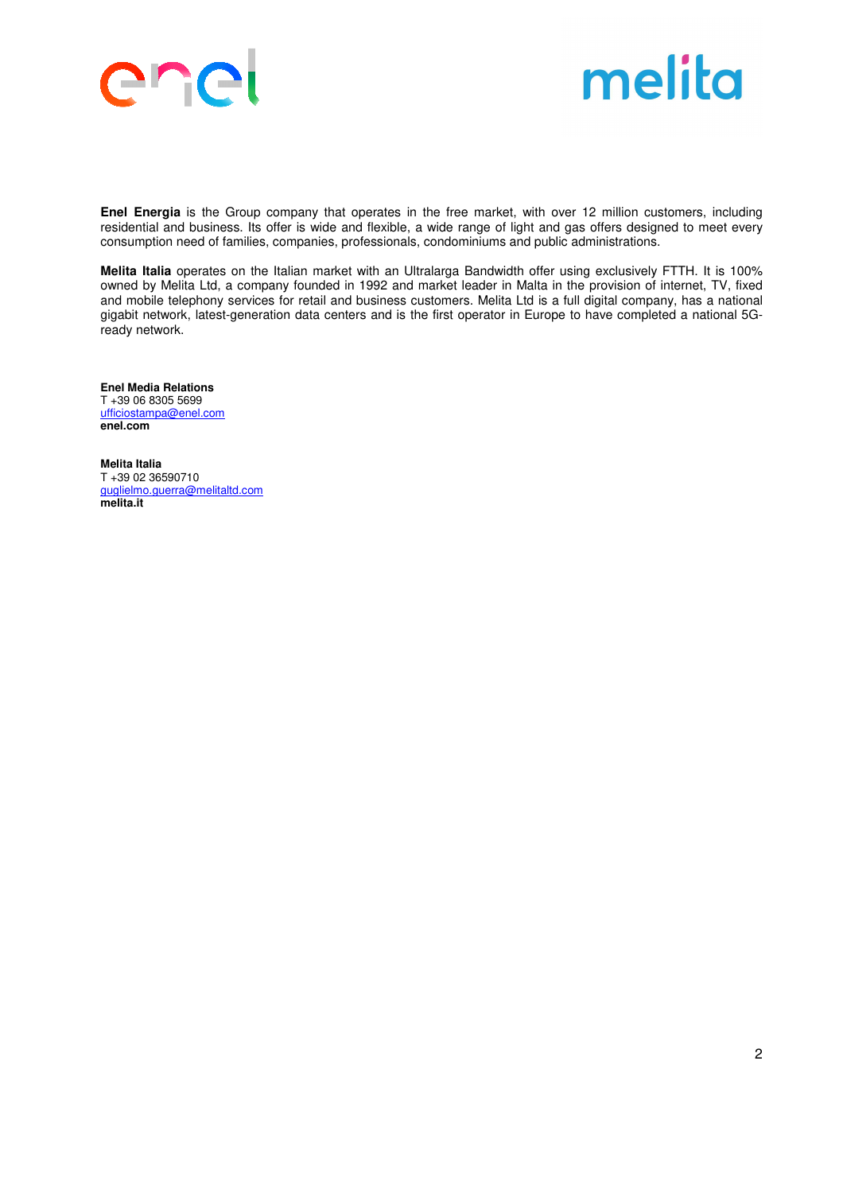**Enel Energia** is the Group company that operates in the free market, with over 12 million customers, including residential and business. Its offer is wide and flexible, a wide range of light and gas offers designed to meet every consumption need of families, companies, professionals, condominiums and public administrations.

**Melita Italia** operates on the Italian market with an Ultralarga Bandwidth offer using exclusively FTTH. It is 100% owned by Melita Ltd, a company founded in 1992 and market leader in Malta in the provision of internet, TV, fixed and mobile telephony services for retail and business customers. Melita Ltd is a full digital company, has a national gigabit network, latest-generation data centers and is the first operator in Europe to have completed a national 5G-ready network.

**Enel Media Relations**
T +39 06 8305 5699
ufficiostampa@enel.com
**enel.com**

**Melita Italia**
T +39 02 36590710
guglielmo.guerra@melitaltd.com
**melita.it**